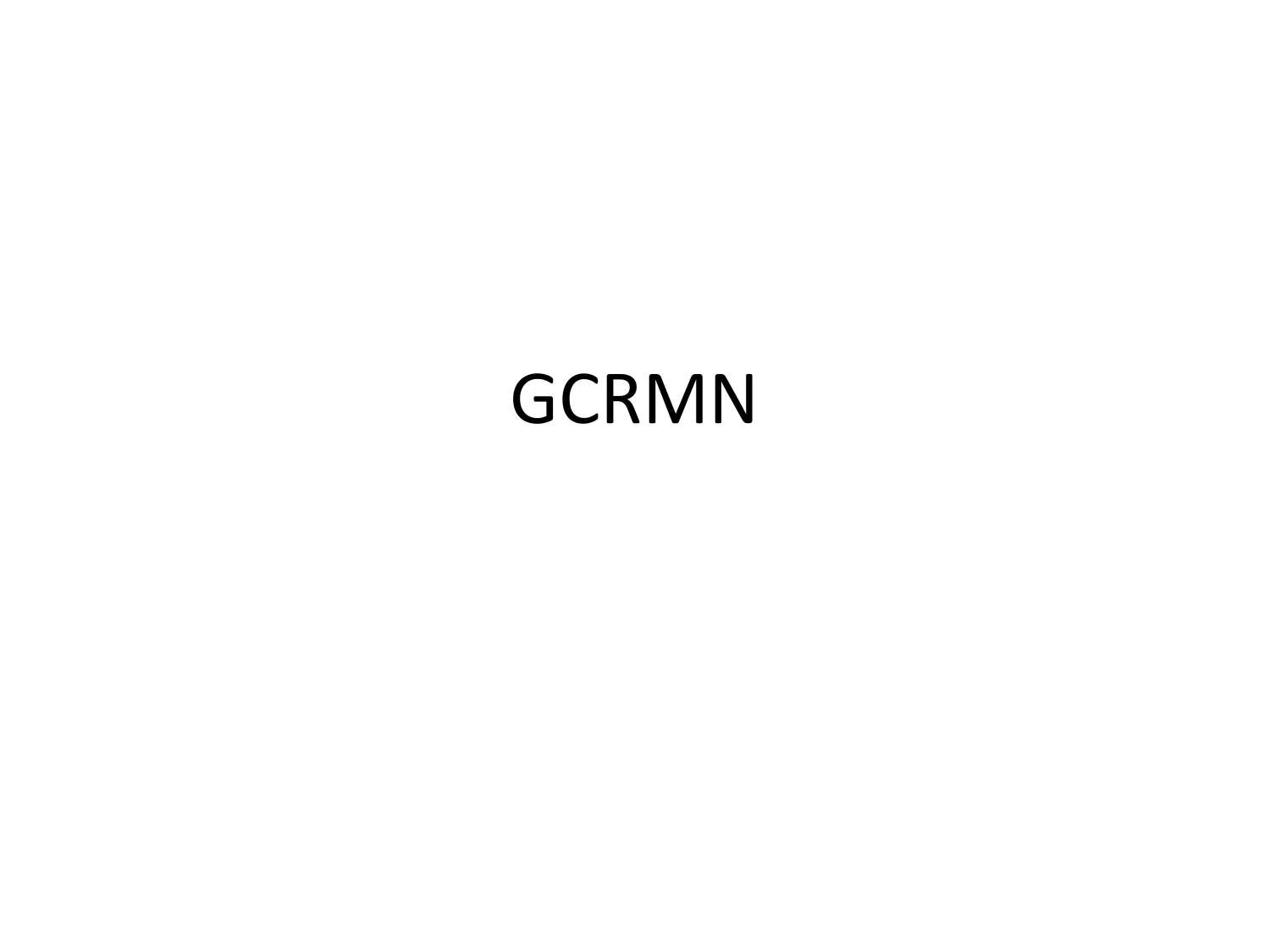# GCRMN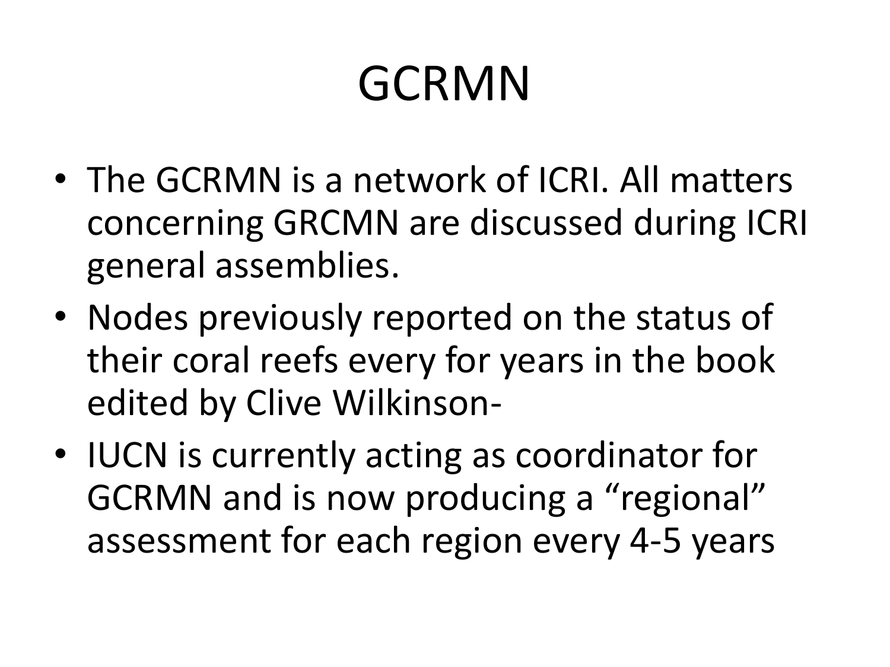# GCRMN

- The GCRMN is a network of ICRI. All matters concerning GRCMN are discussed during ICRI general assemblies.
- Nodes previously reported on the status of their coral reefs every for years in the book edited by Clive Wilkinson-
- IUCN is currently acting as coordinator for GCRMN and is now producing a "regional" assessment for each region every 4-5 years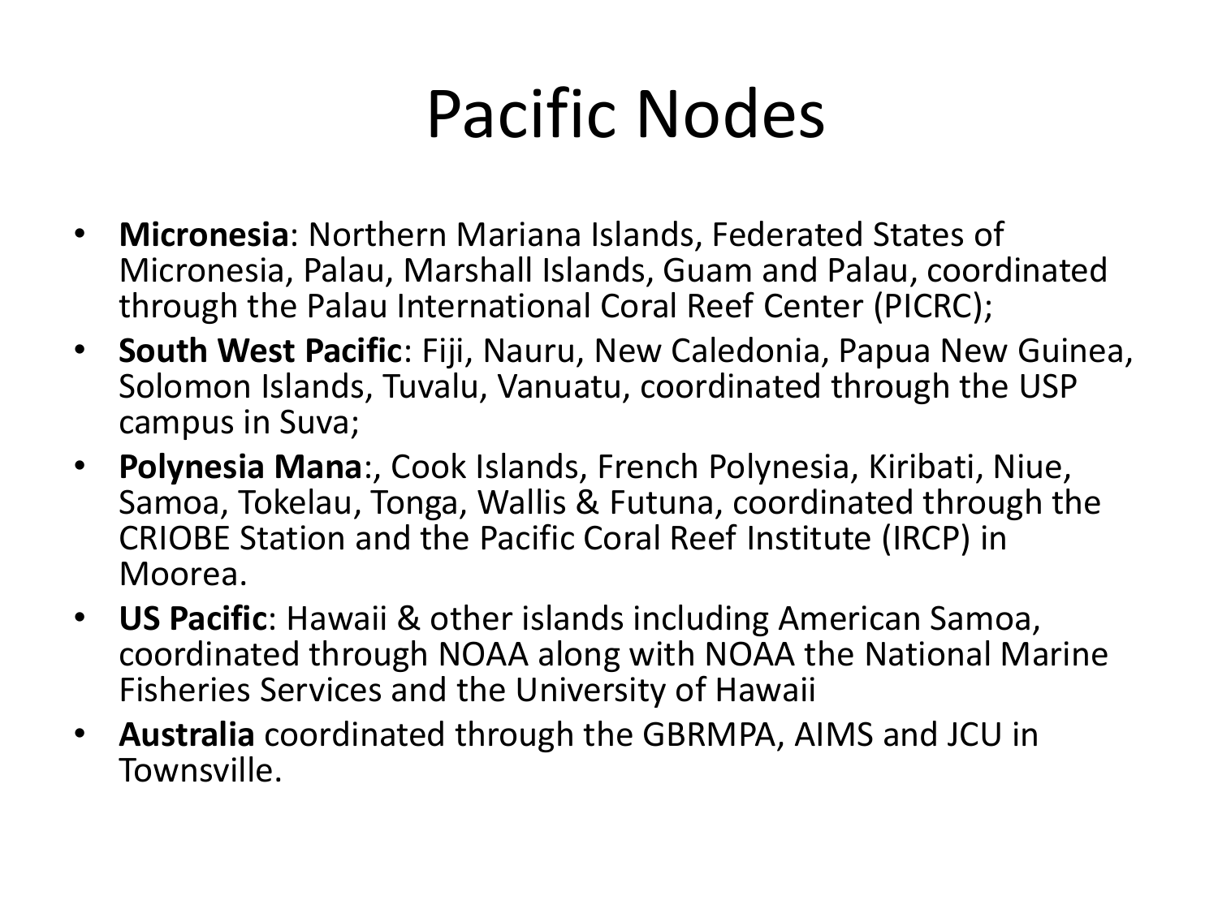# Pacific Nodes

- **Micronesia**: Northern Mariana Islands, Federated States of Micronesia, Palau, Marshall Islands, Guam and Palau, coordinated through the Palau International Coral Reef Center (PICRC);
- **South West Pacific**: Fiji, Nauru, New Caledonia, Papua New Guinea, Solomon Islands, Tuvalu, Vanuatu, coordinated through the USP campus in Suva;
- **Polynesia Mana**:, Cook Islands, French Polynesia, Kiribati, Niue, Samoa, Tokelau, Tonga, Wallis & Futuna, coordinated through the CRIOBE Station and the Pacific Coral Reef Institute (IRCP) in Moorea.
- **US Pacific**: Hawaii & other islands including American Samoa, coordinated through NOAA along with NOAA the National Marine Fisheries Services and the University of Hawaii
- **Australia** coordinated through the GBRMPA, AIMS and JCU in Townsville.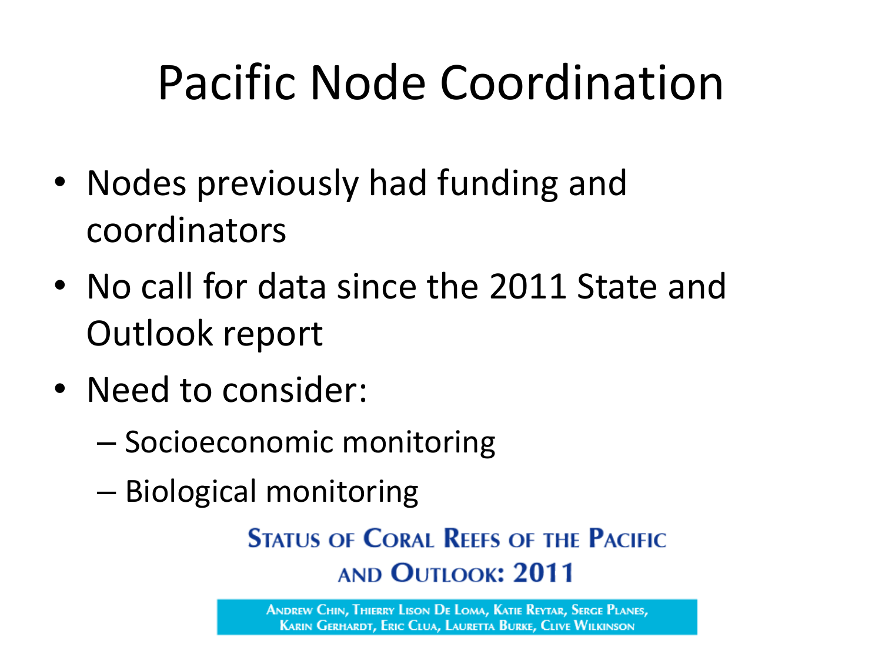# Pacific Node Coordination

- Nodes previously had funding and coordinators
- No call for data since the 2011 State and Outlook report
- Need to consider:
  - Socioeconomic monitoring
  - Biological monitoring

**STATUS OF CORAL REEFS OF THE PACIFIC AND OUTLOOK: 2011**

ANDREW CHIN, THIERRY LISON DE LOMA, KATIE REYTAR, SERGE PLANES, KARIN GERHARDT, ERIC CLUA, LAURETTA BURKE, CLIVE WILKINSON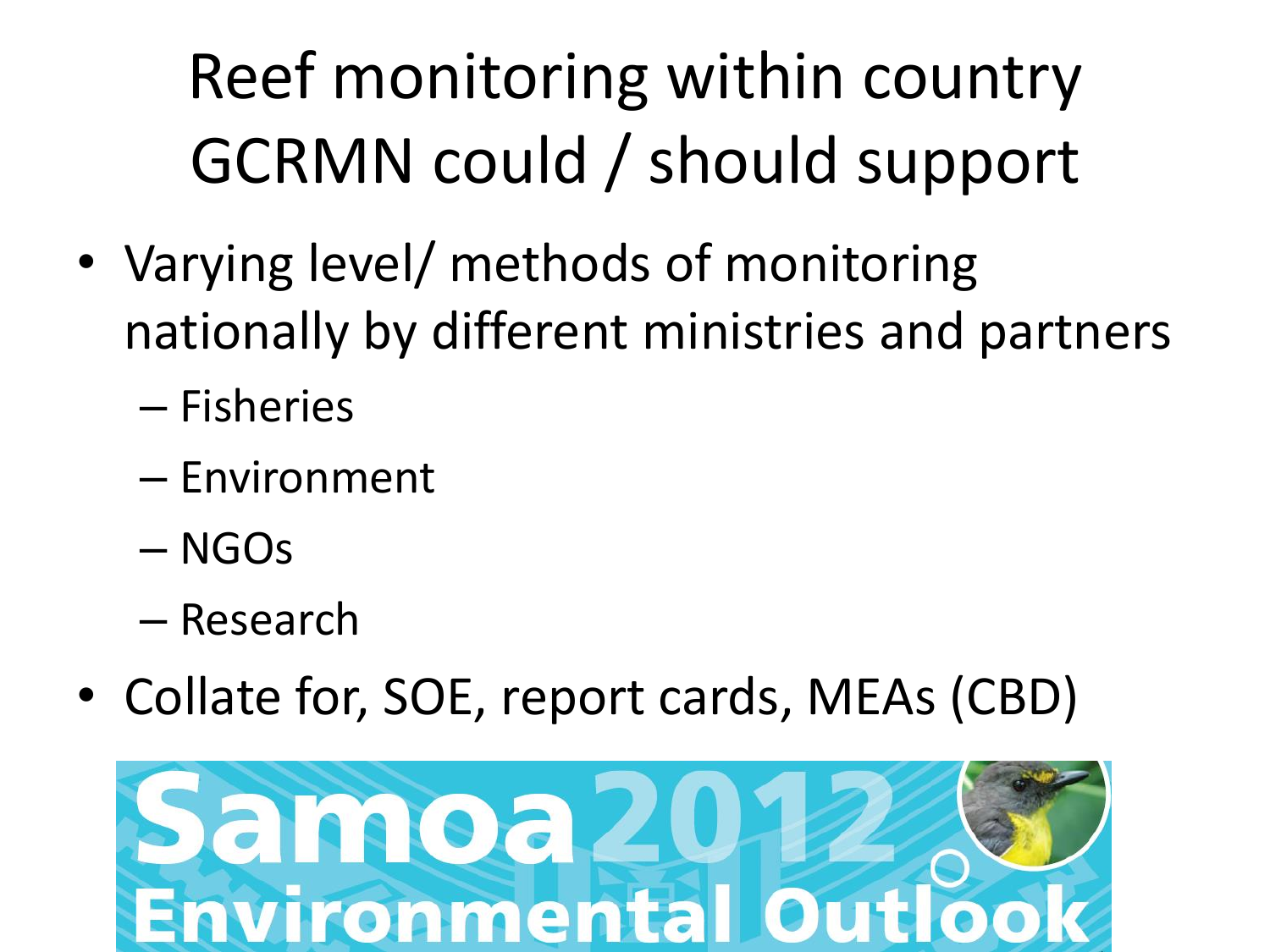# Reef monitoring within country GCRMN could / should support

- Varying level/ methods of monitoring nationally by different ministries and partners
  - Fisheries
  - Environment
  - NGOs
  - Research
- Collate for, SOE, report cards, MEAs (CBD)

Samoa 2012 Environmental Outlook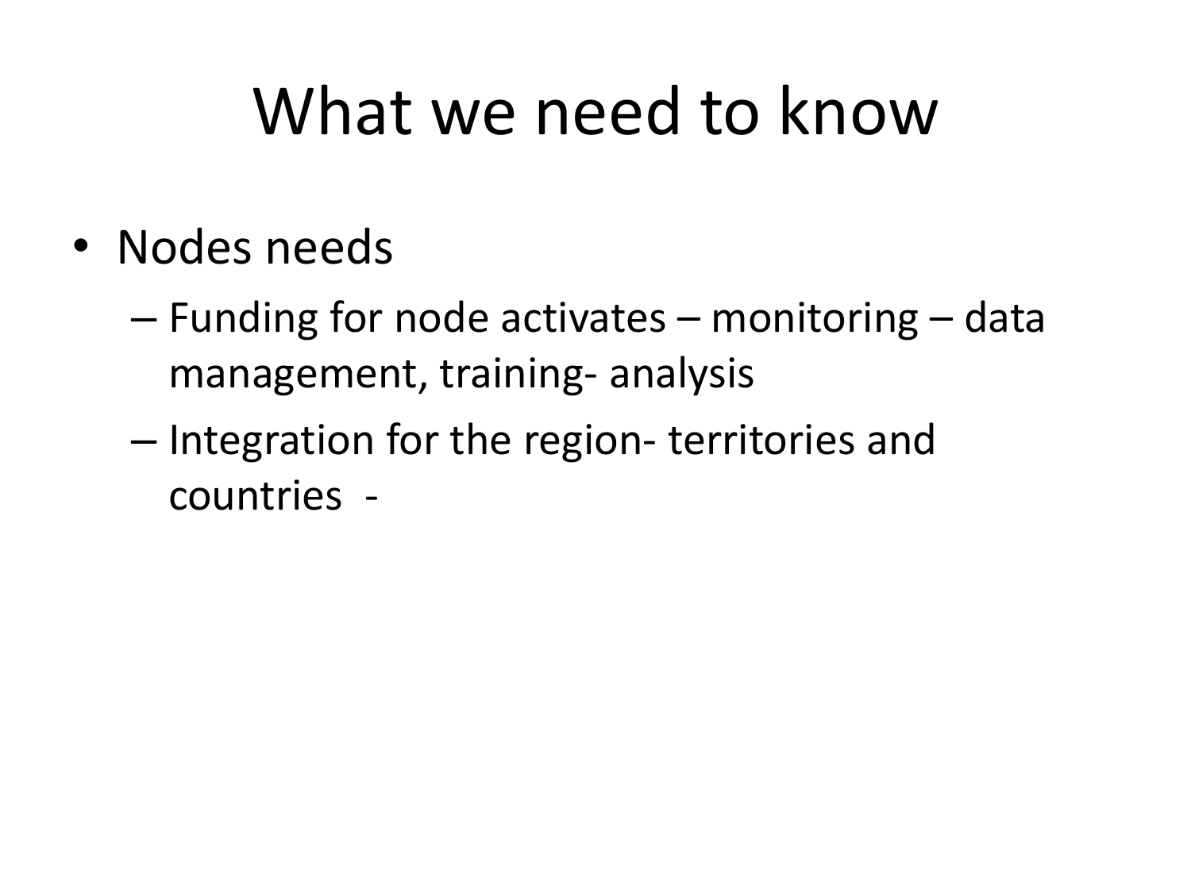# What we need to know

- Nodes needs
  - Funding for node activates – monitoring – data management, training- analysis
  - Integration for the region- territories and countries -